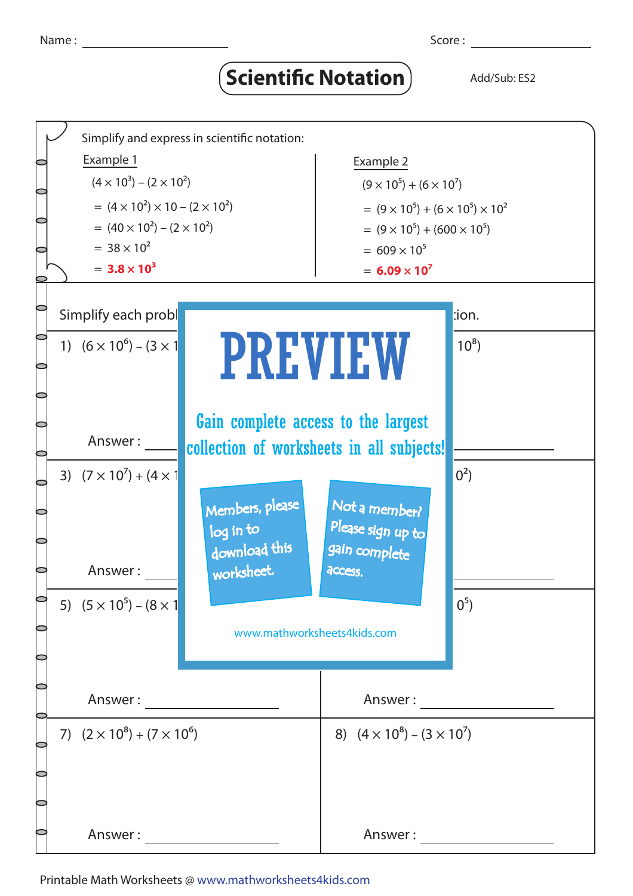Name : ____________________ Score : ____________________

# Scientific Notation

Add/Sub: ES2

Simplify and express in scientific notation:

**Example 1**

$(4 \times 10^3) - (2 \times 10^2)$

$= (4 \times 10^2) \times 10 - (2 \times 10^2)$

$= (40 \times 10^2) - (2 \times 10^2)$

$= 38 \times 10^2$

$= \mathbf{3.8 \times 10^3}$

**Example 2**

$(9 \times 10^5) + (6 \times 10^7)$

$= (9 \times 10^5) + (6 \times 10^5) \times 10^2$

$= (9 \times 10^5) + (600 \times 10^5)$

$= 609 \times 10^5$

$= \mathbf{6.09 \times 10^7}$

Simplify each probl ... tion.

1) $(6 \times 10^6) - (3 \times 1$ ... $10^8)$

Answer : ____________________ ____________________

3) $(7 \times 10^7) + (4 \times 1$ ... $0^2)$

Answer : ____________________ ____________________

5) $(5 \times 10^5) - (8 \times 1$ ... $0^5)$

Answer : ____________________ Answer : ____________________

PREVIEW

Gain complete access to the largest collection of worksheets in all subjects!

Members, please log in to download this worksheet.

Not a member? Please sign up to gain complete access.

www.mathworksheets4kids.com

7) $(2 \times 10^8) + (7 \times 10^6)$

Answer : ____________________

8) $(4 \times 10^8) - (3 \times 10^7)$

Answer : ____________________

Printable Math Worksheets @ www.mathworksheets4kids.com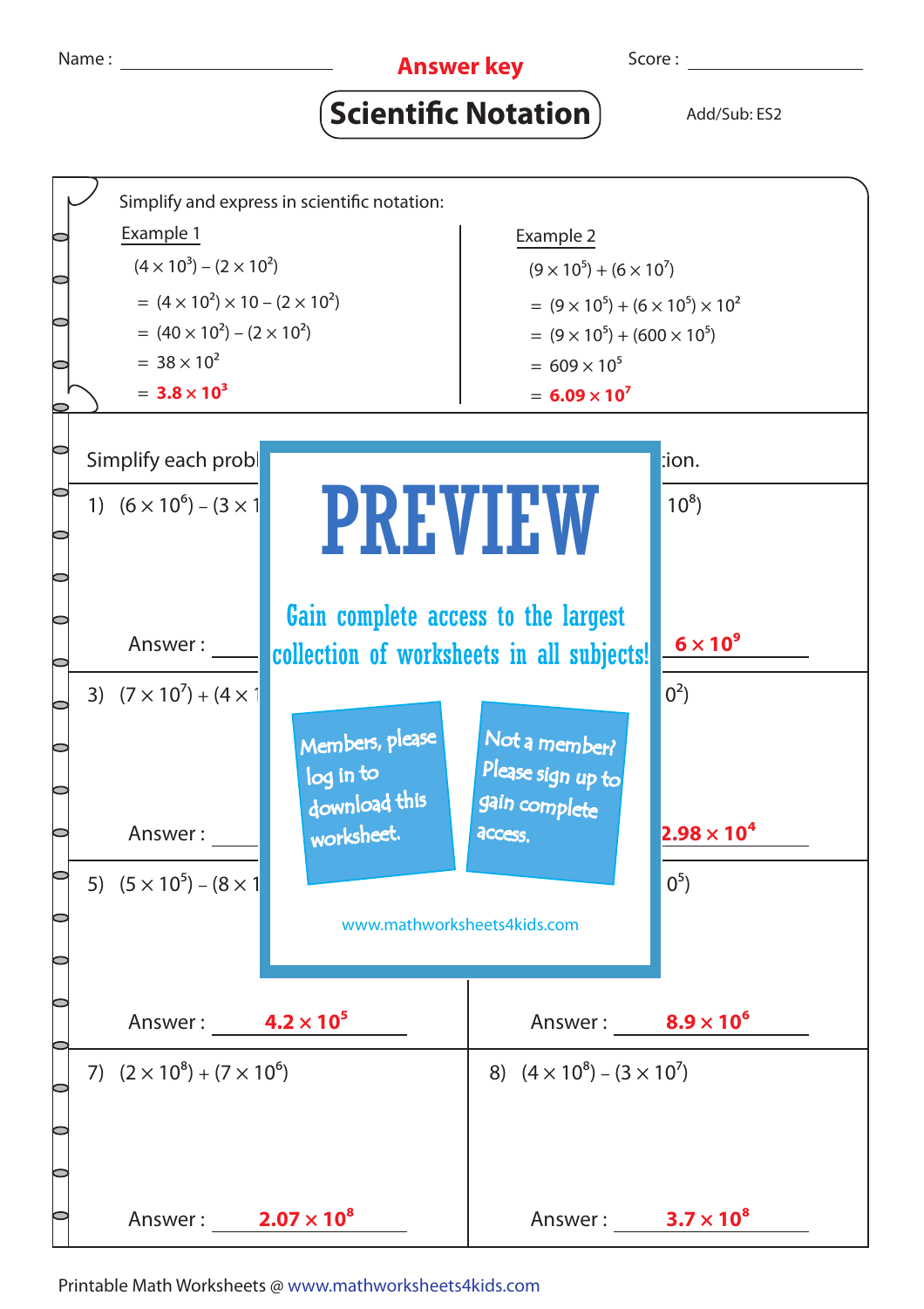Name : ____________ **Answer key** Score : ____________

# Scientific Notation

Add/Sub: ES2

Simplify and express in scientific notation:

**Example 1**

$(4 \times 10^3) - (2 \times 10^2)$

$= (4 \times 10^2) \times 10 - (2 \times 10^2)$

$= (40 \times 10^2) - (2 \times 10^2)$

$= 38 \times 10^2$

$= \mathbf{3.8 \times 10^3}$

**Example 2**

$(9 \times 10^5) + (6 \times 10^7)$

$= (9 \times 10^5) + (6 \times 10^5) \times 10^2$

$= (9 \times 10^5) + (600 \times 10^5)$

$= 609 \times 10^5$

$= \mathbf{6.09 \times 10^7}$

Simplify each probl ... tion.

1) $(6 \times 10^6) - (3 \times 1$ ... $10^8)$

Answer : ____________ Answer : $\mathbf{6 \times 10^9}$

3) $(7 \times 10^7) + (4 \times 1$ ... $0^2)$

Answer : ____________ Answer : $\mathbf{2.98 \times 10^4}$

5) $(5 \times 10^5) - (8 \times 1$ ... $0^5)$

Answer : $\mathbf{4.2 \times 10^5}$ Answer : $\mathbf{8.9 \times 10^6}$

7) $(2 \times 10^8) + (7 \times 10^6)$

Answer : $\mathbf{2.07 \times 10^8}$

8) $(4 \times 10^8) - (3 \times 10^7)$

Answer : $\mathbf{3.7 \times 10^8}$

PREVIEW

Gain complete access to the largest collection of worksheets in all subjects!

Members, please log in to download this worksheet.

Not a member? Please sign up to gain complete access.

www.mathworksheets4kids.com

Printable Math Worksheets @ www.mathworksheets4kids.com